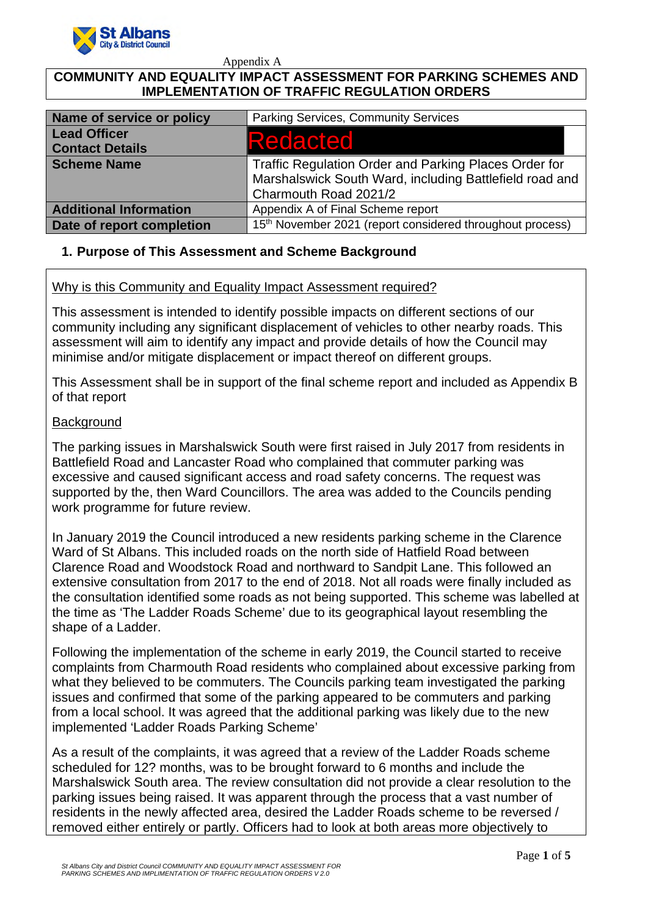Appendix A

# COMMUNITY AND EQUALITY IMPACT ASSESSMENT FOR PARKING SCHEMES AND IMPLEMENTATION OF TRAFFIC REGULATION ORDERS

| Name of service or policy | Parking Services, Community Services |
|---|---|
| Lead Officer<br>Contact Details | Redacted |
| Scheme Name | Traffic Regulation Order and Parking Places Order for Marshalswick South Ward, including Battlefield road and Charmouth Road 2021/2 |
| Additional Information | Appendix A of Final Scheme report |
| Date of report completion | 15th November 2021 (report considered throughout process) |

## 1. Purpose of This Assessment and Scheme Background

Why is this Community and Equality Impact Assessment required?

This assessment is intended to identify possible impacts on different sections of our community including any significant displacement of vehicles to other nearby roads. This assessment will aim to identify any impact and provide details of how the Council may minimise and/or mitigate displacement or impact thereof on different groups.

This Assessment shall be in support of the final scheme report and included as Appendix B of that report

Background

The parking issues in Marshalswick South were first raised in July 2017 from residents in Battlefield Road and Lancaster Road who complained that commuter parking was excessive and caused significant access and road safety concerns. The request was supported by the, then Ward Councillors. The area was added to the Councils pending work programme for future review.

In January 2019 the Council introduced a new residents parking scheme in the Clarence Ward of St Albans. This included roads on the north side of Hatfield Road between Clarence Road and Woodstock Road and northward to Sandpit Lane. This followed an extensive consultation from 2017 to the end of 2018. Not all roads were finally included as the consultation identified some roads as not being supported. This scheme was labelled at the time as 'The Ladder Roads Scheme' due to its geographical layout resembling the shape of a Ladder.

Following the implementation of the scheme in early 2019, the Council started to receive complaints from Charmouth Road residents who complained about excessive parking from what they believed to be commuters. The Councils parking team investigated the parking issues and confirmed that some of the parking appeared to be commuters and parking from a local school. It was agreed that the additional parking was likely due to the new implemented 'Ladder Roads Parking Scheme'

As a result of the complaints, it was agreed that a review of the Ladder Roads scheme scheduled for 12? months, was to be brought forward to 6 months and include the Marshalswick South area. The review consultation did not provide a clear resolution to the parking issues being raised. It was apparent through the process that a vast number of residents in the newly affected area, desired the Ladder Roads scheme to be reversed / removed either entirely or partly. Officers had to look at both areas more objectively to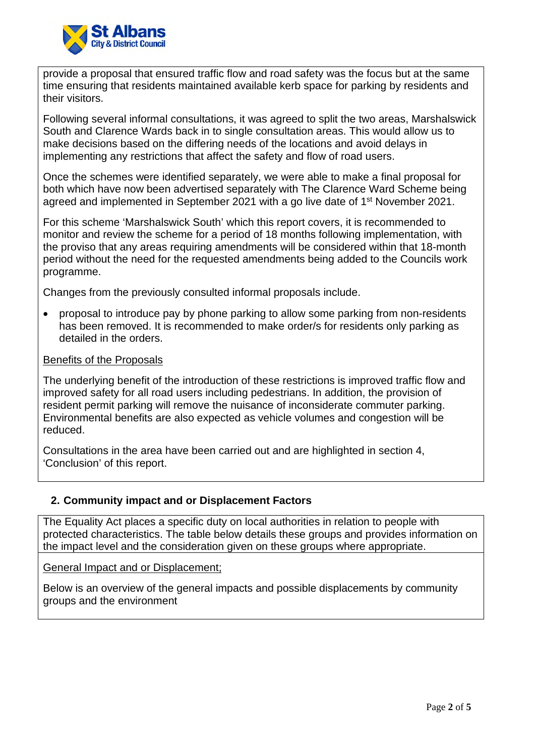provide a proposal that ensured traffic flow and road safety was the focus but at the same time ensuring that residents maintained available kerb space for parking by residents and their visitors.

Following several informal consultations, it was agreed to split the two areas, Marshalswick South and Clarence Wards back in to single consultation areas. This would allow us to make decisions based on the differing needs of the locations and avoid delays in implementing any restrictions that affect the safety and flow of road users.

Once the schemes were identified separately, we were able to make a final proposal for both which have now been advertised separately with The Clarence Ward Scheme being agreed and implemented in September 2021 with a go live date of 1st November 2021.

For this scheme 'Marshalswick South' which this report covers, it is recommended to monitor and review the scheme for a period of 18 months following implementation, with the proviso that any areas requiring amendments will be considered within that 18-month period without the need for the requested amendments being added to the Councils work programme.

Changes from the previously consulted informal proposals include.

- proposal to introduce pay by phone parking to allow some parking from non-residents has been removed. It is recommended to make order/s for residents only parking as detailed in the orders.

Benefits of the Proposals

The underlying benefit of the introduction of these restrictions is improved traffic flow and improved safety for all road users including pedestrians. In addition, the provision of resident permit parking will remove the nuisance of inconsiderate commuter parking. Environmental benefits are also expected as vehicle volumes and congestion will be reduced.

Consultations in the area have been carried out and are highlighted in section 4, 'Conclusion' of this report.

## 2. Community impact and or Displacement Factors

The Equality Act places a specific duty on local authorities in relation to people with protected characteristics. The table below details these groups and provides information on the impact level and the consideration given on these groups where appropriate.

General Impact and or Displacement;

Below is an overview of the general impacts and possible displacements by community groups and the environment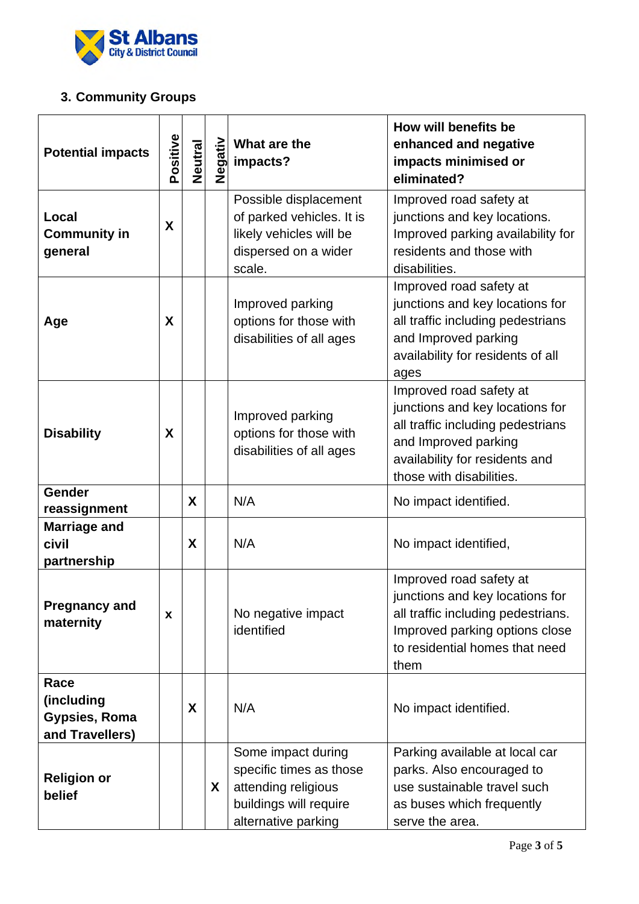### 3. Community Groups

| Potential impacts | Positive | Neutral | Negativ | What are the impacts? | How will benefits be enhanced and negative impacts minimised or eliminated? |
|---|---|---|---|---|---|
| **Local Community in general** | X | | | Possible displacement of parked vehicles. It is likely vehicles will be dispersed on a wider scale. | Improved road safety at junctions and key locations. Improved parking availability for residents and those with disabilities. |
| **Age** | X | | | Improved parking options for those with disabilities of all ages | Improved road safety at junctions and key locations for all traffic including pedestrians and Improved parking availability for residents of all ages |
| **Disability** | X | | | Improved parking options for those with disabilities of all ages | Improved road safety at junctions and key locations for all traffic including pedestrians and Improved parking availability for residents and those with disabilities. |
| **Gender reassignment** | | X | | N/A | No impact identified. |
| **Marriage and civil partnership** | | X | | N/A | No impact identified, |
| **Pregnancy and maternity** | x | | | No negative impact identified | Improved road safety at junctions and key locations for all traffic including pedestrians. Improved parking options close to residential homes that need them |
| **Race (including Gypsies, Roma and Travellers)** | | X | | N/A | No impact identified. |
| **Religion or belief** | | | X | Some impact during specific times as those attending religious buildings will require alternative parking | Parking available at local car parks. Also encouraged to use sustainable travel such as buses which frequently serve the area. |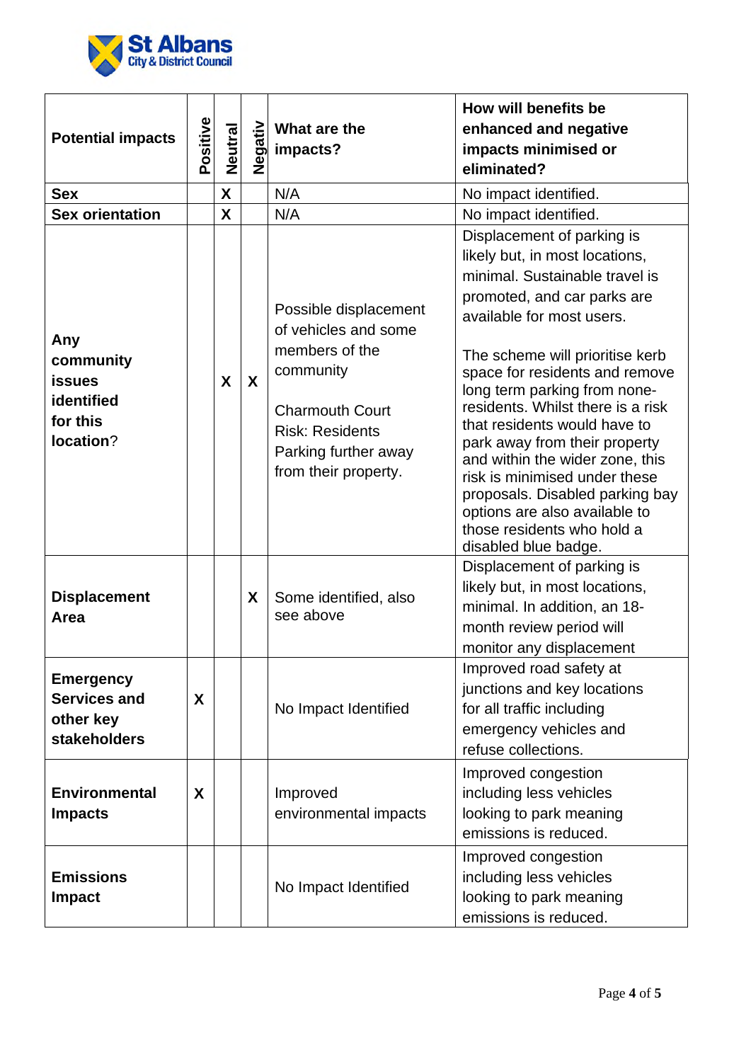| Potential impacts | Positive | Neutral | Negativ | What are the impacts? | How will benefits be enhanced and negative impacts minimised or eliminated? |
|---|---|---|---|---|---|
| **Sex** | | X | | N/A | No impact identified. |
| **Sex orientation** | | X | | N/A | No impact identified. |
| **Any community issues identified for this location?** | | X | X | Possible displacement of vehicles and some members of the community<br><br>Charmouth Court Risk: Residents Parking further away from their property. | Displacement of parking is likely but, in most locations, minimal. Sustainable travel is promoted, and car parks are available for most users.<br><br>The scheme will prioritise kerb space for residents and remove long term parking from none-residents. Whilst there is a risk that residents would have to park away from their property and within the wider zone, this risk is minimised under these proposals. Disabled parking bay options are also available to those residents who hold a disabled blue badge. |
| **Displacement Area** | | | X | Some identified, also see above | Displacement of parking is likely but, in most locations, minimal. In addition, an 18-month review period will monitor any displacement |
| **Emergency Services and other key stakeholders** | X | | | No Impact Identified | Improved road safety at junctions and key locations for all traffic including emergency vehicles and refuse collections. |
| **Environmental Impacts** | X | | | Improved environmental impacts | Improved congestion including less vehicles looking to park meaning emissions is reduced. |
| **Emissions Impact** | | | | No Impact Identified | Improved congestion including less vehicles looking to park meaning emissions is reduced. |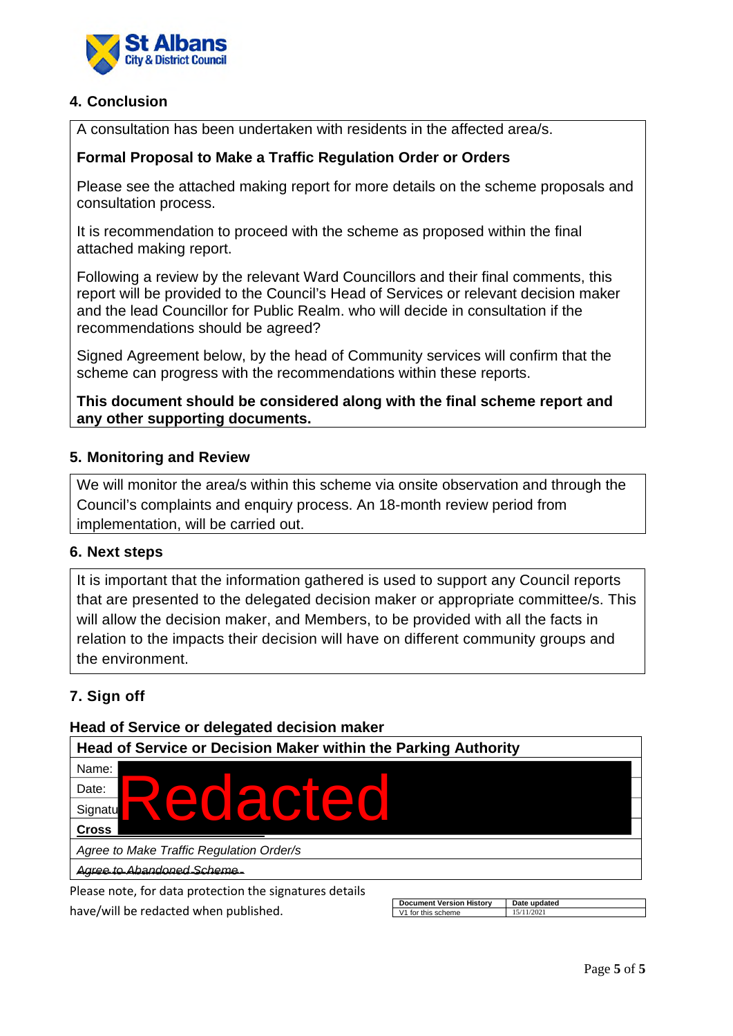## 4. Conclusion

A consultation has been undertaken with residents in the affected area/s.

**Formal Proposal to Make a Traffic Regulation Order or Orders**

Please see the attached making report for more details on the scheme proposals and consultation process.

It is recommendation to proceed with the scheme as proposed within the final attached making report.

Following a review by the relevant Ward Councillors and their final comments, this report will be provided to the Council's Head of Services or relevant decision maker and the lead Councillor for Public Realm. who will decide in consultation if the recommendations should be agreed?

Signed Agreement below, by the head of Community services will confirm that the scheme can progress with the recommendations within these reports.

**This document should be considered along with the final scheme report and any other supporting documents.**

## 5. Monitoring and Review

We will monitor the area/s within this scheme via onsite observation and through the Council's complaints and enquiry process. An 18-month review period from implementation, will be carried out.

## 6. Next steps

It is important that the information gathered is used to support any Council reports that are presented to the delegated decision maker or appropriate committee/s. This will allow the decision maker, and Members, to be provided with all the facts in relation to the impacts their decision will have on different community groups and the environment.

## 7. Sign off

### Head of Service or delegated decision maker

| **Head of Service or Decision Maker within the Parking Authority** | |
|---|---|
| Name: | Redacted |
| Date: | |
| Signatu | |
| **Cross** | |
| *Agree to Make Traffic Regulation Order/s* | |
| *~~Agree to Abandoned Scheme~~* | |

Please note, for data protection the signatures details have/will be redacted when published.

| **Document Version History** | **Date updated** |
|---|---|
| V1 for this scheme | 15/11/2021 |